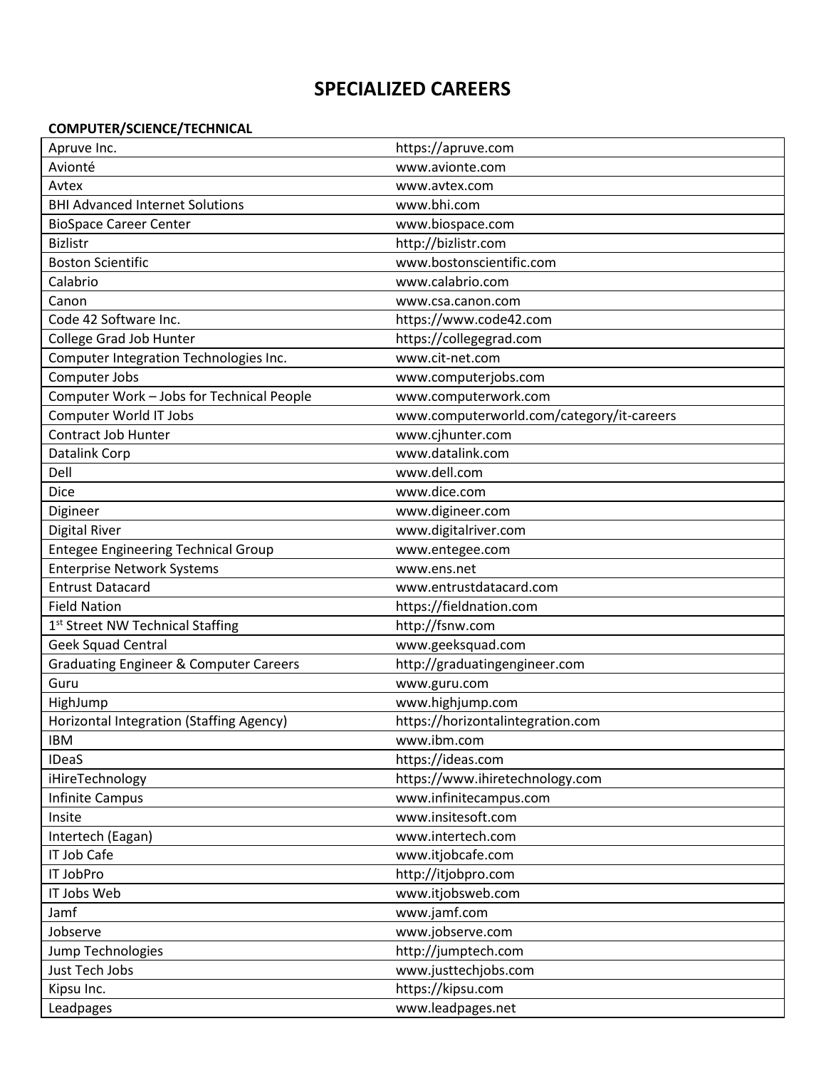# SPECIALIZED CAREERS

**COMPUTER/SCIENCE/TECHNICAL**

| | |
|---|---|
| Apruve Inc. | https://apruve.com |
| Avionté | www.avionte.com |
| Avtex | www.avtex.com |
| BHI Advanced Internet Solutions | www.bhi.com |
| BioSpace Career Center | www.biospace.com |
| Bizlistr | http://bizlistr.com |
| Boston Scientific | www.bostonscientific.com |
| Calabrio | www.calabrio.com |
| Canon | www.csa.canon.com |
| Code 42 Software Inc. | https://www.code42.com |
| College Grad Job Hunter | https://collegegrad.com |
| Computer Integration Technologies Inc. | www.cit-net.com |
| Computer Jobs | www.computerjobs.com |
| Computer Work – Jobs for Technical People | www.computerwork.com |
| Computer World IT Jobs | www.computerworld.com/category/it-careers |
| Contract Job Hunter | www.cjhunter.com |
| Datalink Corp | www.datalink.com |
| Dell | www.dell.com |
| Dice | www.dice.com |
| Digineer | www.digineer.com |
| Digital River | www.digitalriver.com |
| Entegee Engineering Technical Group | www.entegee.com |
| Enterprise Network Systems | www.ens.net |
| Entrust Datacard | www.entrustdatacard.com |
| Field Nation | https://fieldnation.com |
| 1st Street NW Technical Staffing | http://fsnw.com |
| Geek Squad Central | www.geeksquad.com |
| Graduating Engineer & Computer Careers | http://graduatingengineer.com |
| Guru | www.guru.com |
| HighJump | www.highjump.com |
| Horizontal Integration (Staffing Agency) | https://horizontalintegration.com |
| IBM | www.ibm.com |
| IDeaS | https://ideas.com |
| iHireTechnology | https://www.ihiretechnology.com |
| Infinite Campus | www.infinitecampus.com |
| Insite | www.insitesoft.com |
| Intertech (Eagan) | www.intertech.com |
| IT Job Cafe | www.itjobcafe.com |
| IT JobPro | http://itjobpro.com |
| IT Jobs Web | www.itjobsweb.com |
| Jamf | www.jamf.com |
| Jobserve | www.jobserve.com |
| Jump Technologies | http://jumptech.com |
| Just Tech Jobs | www.justtechjobs.com |
| Kipsu Inc. | https://kipsu.com |
| Leadpages | www.leadpages.net |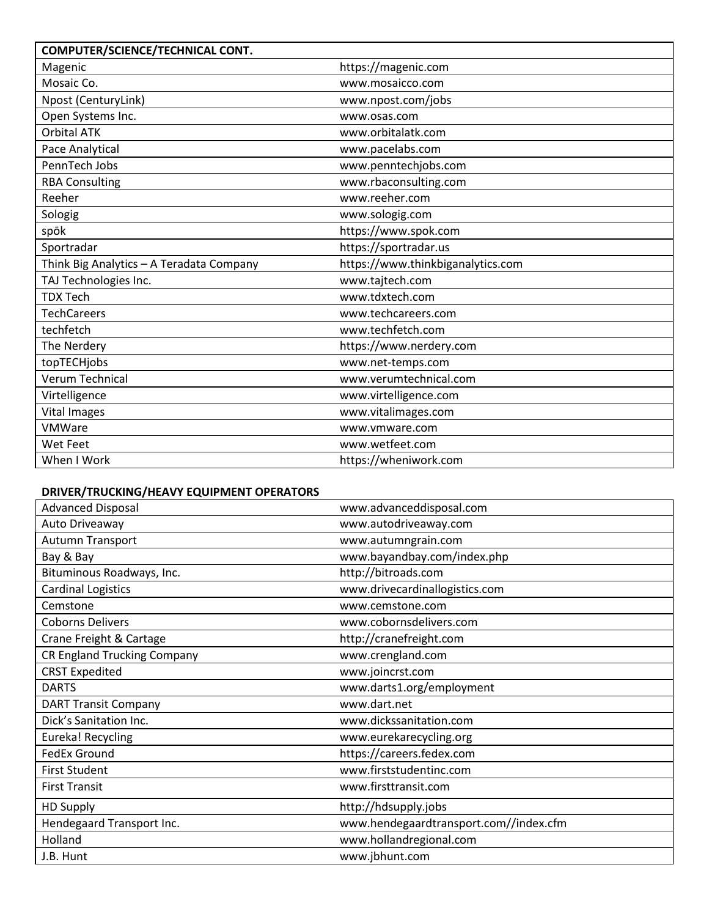| COMPUTER/SCIENCE/TECHNICAL CONT. | |
|---|---|
| Magenic | https://magenic.com |
| Mosaic Co. | www.mosaicco.com |
| Npost (CenturyLink) | www.npost.com/jobs |
| Open Systems Inc. | www.osas.com |
| Orbital ATK | www.orbitalatk.com |
| Pace Analytical | www.pacelabs.com |
| PennTech Jobs | www.penntechjobs.com |
| RBA Consulting | www.rbaconsulting.com |
| Reeher | www.reeher.com |
| Sologig | www.sologig.com |
| spōk | https://www.spok.com |
| Sportradar | https://sportradar.us |
| Think Big Analytics – A Teradata Company | https://www.thinkbiganalytics.com |
| TAJ Technologies Inc. | www.tajtech.com |
| TDX Tech | www.tdxtech.com |
| TechCareers | www.techcareers.com |
| techfetch | www.techfetch.com |
| The Nerdery | https://www.nerdery.com |
| topTECHjobs | www.net-temps.com |
| Verum Technical | www.verumtechnical.com |
| Virtelligence | www.virtelligence.com |
| Vital Images | www.vitalimages.com |
| VMWare | www.vmware.com |
| Wet Feet | www.wetfeet.com |
| When I Work | https://wheniwork.com |

**DRIVER/TRUCKING/HEAVY EQUIPMENT OPERATORS**

| | |
|---|---|
| Advanced Disposal | www.advanceddisposal.com |
| Auto Driveaway | www.autodriveaway.com |
| Autumn Transport | www.autumngrain.com |
| Bay & Bay | www.bayandbay.com/index.php |
| Bituminous Roadways, Inc. | http://bitroads.com |
| Cardinal Logistics | www.drivecardinallogistics.com |
| Cemstone | www.cemstone.com |
| Coborns Delivers | www.cobornsdelivers.com |
| Crane Freight & Cartage | http://cranefreight.com |
| CR England Trucking Company | www.crengland.com |
| CRST Expedited | www.joincrst.com |
| DARTS | www.darts1.org/employment |
| DART Transit Company | www.dart.net |
| Dick's Sanitation Inc. | www.dickssanitation.com |
| Eureka! Recycling | www.eurekarecycling.org |
| FedEx Ground | https://careers.fedex.com |
| First Student | www.firststudentinc.com |
| First Transit | www.firsttransit.com |
| HD Supply | http://hdsupply.jobs |
| Hendegaard Transport Inc. | www.hendegaardtransport.com//index.cfm |
| Holland | www.hollandregional.com |
| J.B. Hunt | www.jbhunt.com |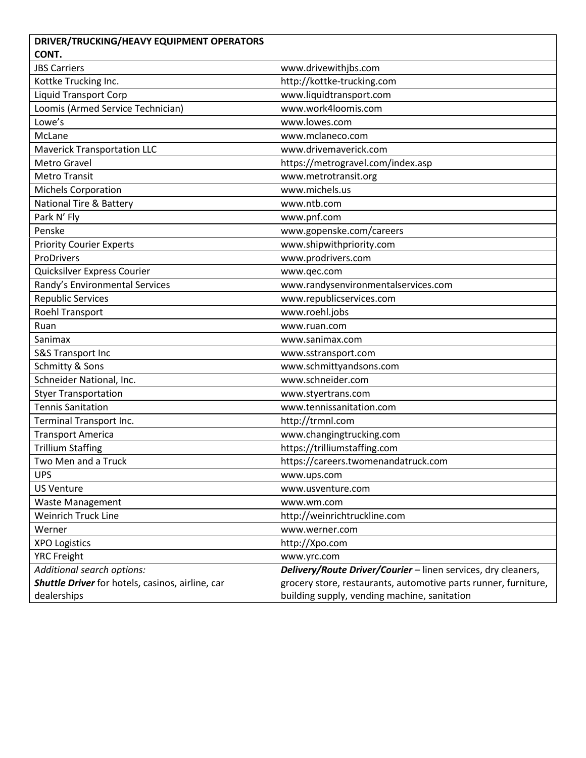| DRIVER/TRUCKING/HEAVY EQUIPMENT OPERATORS CONT. | |
|---|---|
| JBS Carriers | www.drivewithjbs.com |
| Kottke Trucking Inc. | http://kottke-trucking.com |
| Liquid Transport Corp | www.liquidtransport.com |
| Loomis (Armed Service Technician) | www.work4loomis.com |
| Lowe's | www.lowes.com |
| McLane | www.mclaneco.com |
| Maverick Transportation LLC | www.drivemaverick.com |
| Metro Gravel | https://metrogravel.com/index.asp |
| Metro Transit | www.metrotransit.org |
| Michels Corporation | www.michels.us |
| National Tire & Battery | www.ntb.com |
| Park N' Fly | www.pnf.com |
| Penske | www.gopenske.com/careers |
| Priority Courier Experts | www.shipwithpriority.com |
| ProDrivers | www.prodrivers.com |
| Quicksilver Express Courier | www.qec.com |
| Randy's Environmental Services | www.randysenvironmentalservices.com |
| Republic Services | www.republicservices.com |
| Roehl Transport | www.roehl.jobs |
| Ruan | www.ruan.com |
| Sanimax | www.sanimax.com |
| S&S Transport Inc | www.sstransport.com |
| Schmitty & Sons | www.schmittyandsons.com |
| Schneider National, Inc. | www.schneider.com |
| Styer Transportation | www.styertrans.com |
| Tennis Sanitation | www.tennissanitation.com |
| Terminal Transport Inc. | http://trmnl.com |
| Transport America | www.changingtrucking.com |
| Trillium Staffing | https://trilliumstaffing.com |
| Two Men and a Truck | https://careers.twomenandatruck.com |
| UPS | www.ups.com |
| US Venture | www.usventure.com |
| Waste Management | www.wm.com |
| Weinrich Truck Line | http://weinrichtruckline.com |
| Werner | www.werner.com |
| XPO Logistics | http://Xpo.com |
| YRC Freight | www.yrc.com |
| *Additional search options:* **Shuttle Driver** for hotels, casinos, airline, car dealerships | ***Delivery/Route Driver/Courier*** – linen services, dry cleaners, grocery store, restaurants, automotive parts runner, furniture, building supply, vending machine, sanitation |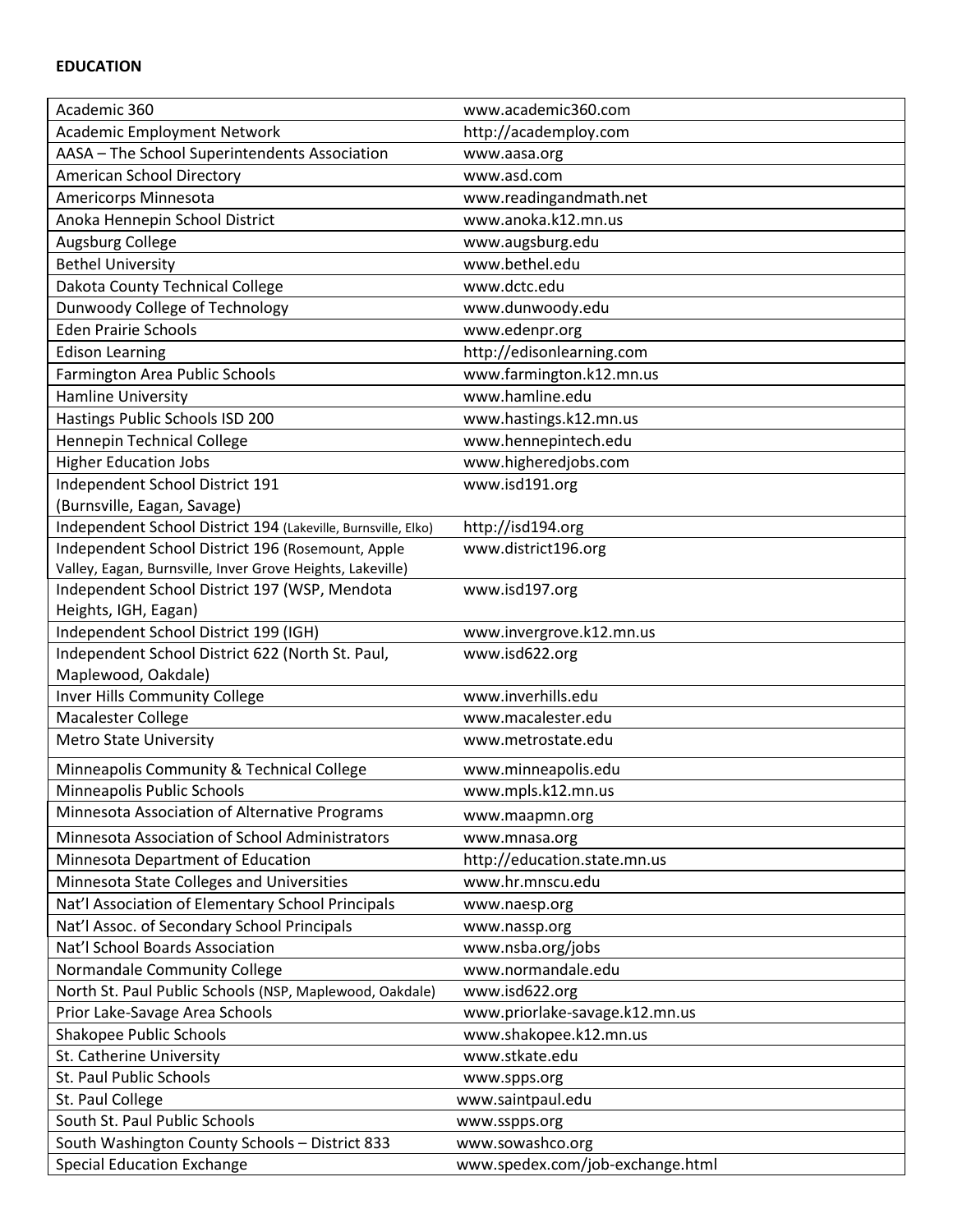**EDUCATION**

| | |
|---|---|
| Academic 360 | www.academic360.com |
| Academic Employment Network | http://academploy.com |
| AASA – The School Superintendents Association | www.aasa.org |
| American School Directory | www.asd.com |
| Americorps Minnesota | www.readingandmath.net |
| Anoka Hennepin School District | www.anoka.k12.mn.us |
| Augsburg College | www.augsburg.edu |
| Bethel University | www.bethel.edu |
| Dakota County Technical College | www.dctc.edu |
| Dunwoody College of Technology | www.dunwoody.edu |
| Eden Prairie Schools | www.edenpr.org |
| Edison Learning | http://edisonlearning.com |
| Farmington Area Public Schools | www.farmington.k12.mn.us |
| Hamline University | www.hamline.edu |
| Hastings Public Schools ISD 200 | www.hastings.k12.mn.us |
| Hennepin Technical College | www.hennepintech.edu |
| Higher Education Jobs | www.higheredjobs.com |
| Independent School District 191 (Burnsville, Eagan, Savage) | www.isd191.org |
| Independent School District 194 (Lakeville, Burnsville, Elko) | http://isd194.org |
| Independent School District 196 (Rosemount, Apple Valley, Eagan, Burnsville, Inver Grove Heights, Lakeville) | www.district196.org |
| Independent School District 197 (WSP, Mendota Heights, IGH, Eagan) | www.isd197.org |
| Independent School District 199 (IGH) | www.invergrove.k12.mn.us |
| Independent School District 622 (North St. Paul, Maplewood, Oakdale) | www.isd622.org |
| Inver Hills Community College | www.inverhills.edu |
| Macalester College | www.macalester.edu |
| Metro State University | www.metrostate.edu |
| Minneapolis Community & Technical College | www.minneapolis.edu |
| Minneapolis Public Schools | www.mpls.k12.mn.us |
| Minnesota Association of Alternative Programs | www.maapmn.org |
| Minnesota Association of School Administrators | www.mnasa.org |
| Minnesota Department of Education | http://education.state.mn.us |
| Minnesota State Colleges and Universities | www.hr.mnscu.edu |
| Nat'l Association of Elementary School Principals | www.naesp.org |
| Nat'l Assoc. of Secondary School Principals | www.nassp.org |
| Nat'l School Boards Association | www.nsba.org/jobs |
| Normandale Community College | www.normandale.edu |
| North St. Paul Public Schools (NSP, Maplewood, Oakdale) | www.isd622.org |
| Prior Lake-Savage Area Schools | www.priorlake-savage.k12.mn.us |
| Shakopee Public Schools | www.shakopee.k12.mn.us |
| St. Catherine University | www.stkate.edu |
| St. Paul Public Schools | www.spps.org |
| St. Paul College | www.saintpaul.edu |
| South St. Paul Public Schools | www.sspps.org |
| South Washington County Schools – District 833 | www.sowashco.org |
| Special Education Exchange | www.spedex.com/job-exchange.html |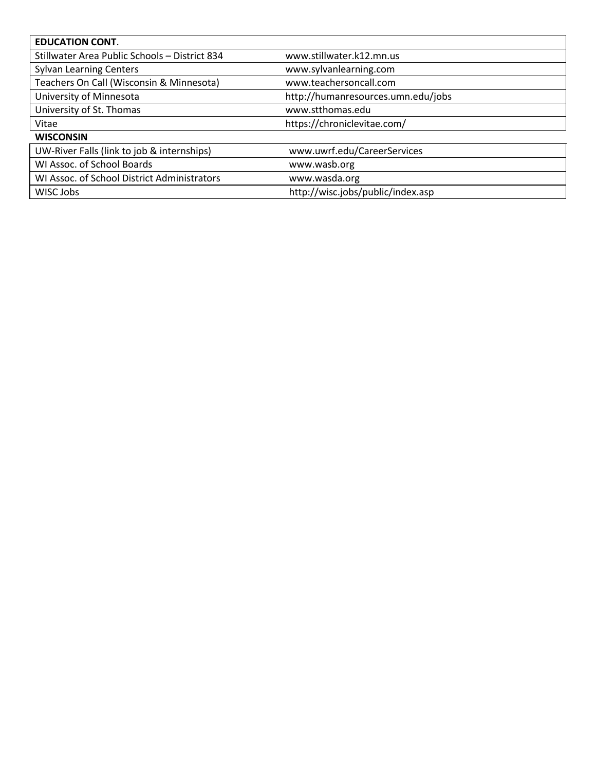| **EDUCATION CONT**. | |
|---|---|
| Stillwater Area Public Schools – District 834 | www.stillwater.k12.mn.us |
| Sylvan Learning Centers | www.sylvanlearning.com |
| Teachers On Call (Wisconsin & Minnesota) | www.teachersoncall.com |
| University of Minnesota | http://humanresources.umn.edu/jobs |
| University of St. Thomas | www.stthomas.edu |
| Vitae | https://chroniclevitae.com/ |

| **WISCONSIN** | |
|---|---|
| UW-River Falls (link to job & internships) | www.uwrf.edu/CareerServices |
| WI Assoc. of School Boards | www.wasb.org |
| WI Assoc. of School District Administrators | www.wasda.org |
| WISC Jobs | http://wisc.jobs/public/index.asp |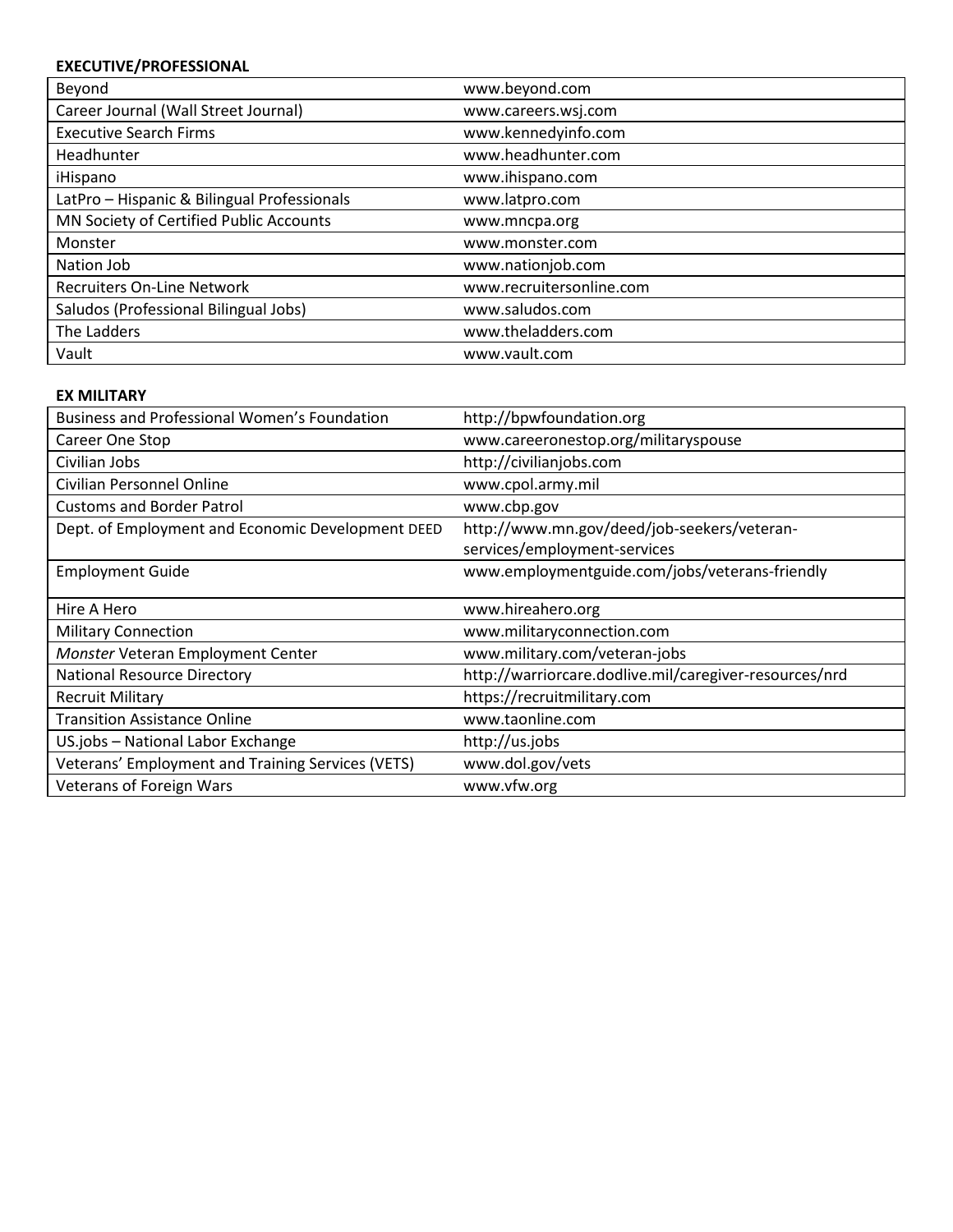**EXECUTIVE/PROFESSIONAL**

| | |
|---|---|
| Beyond | www.beyond.com |
| Career Journal (Wall Street Journal) | www.careers.wsj.com |
| Executive Search Firms | www.kennedyinfo.com |
| Headhunter | www.headhunter.com |
| iHispano | www.ihispano.com |
| LatPro – Hispanic & Bilingual Professionals | www.latpro.com |
| MN Society of Certified Public Accounts | www.mncpa.org |
| Monster | www.monster.com |
| Nation Job | www.nationjob.com |
| Recruiters On-Line Network | www.recruitersonline.com |
| Saludos (Professional Bilingual Jobs) | www.saludos.com |
| The Ladders | www.theladders.com |
| Vault | www.vault.com |

**EX MILITARY**

| | |
|---|---|
| Business and Professional Women's Foundation | http://bpwfoundation.org |
| Career One Stop | www.careeronestop.org/militaryspouse |
| Civilian Jobs | http://civilianjobs.com |
| Civilian Personnel Online | www.cpol.army.mil |
| Customs and Border Patrol | www.cbp.gov |
| Dept. of Employment and Economic Development DEED | http://www.mn.gov/deed/job-seekers/veteran-services/employment-services |
| Employment Guide | www.employmentguide.com/jobs/veterans-friendly |
| Hire A Hero | www.hireahero.org |
| Military Connection | www.militaryconnection.com |
| *Monster* Veteran Employment Center | www.military.com/veteran-jobs |
| National Resource Directory | http://warriorcare.dodlive.mil/caregiver-resources/nrd |
| Recruit Military | https://recruitmilitary.com |
| Transition Assistance Online | www.taonline.com |
| US.jobs – National Labor Exchange | http://us.jobs |
| Veterans' Employment and Training Services (VETS) | www.dol.gov/vets |
| Veterans of Foreign Wars | www.vfw.org |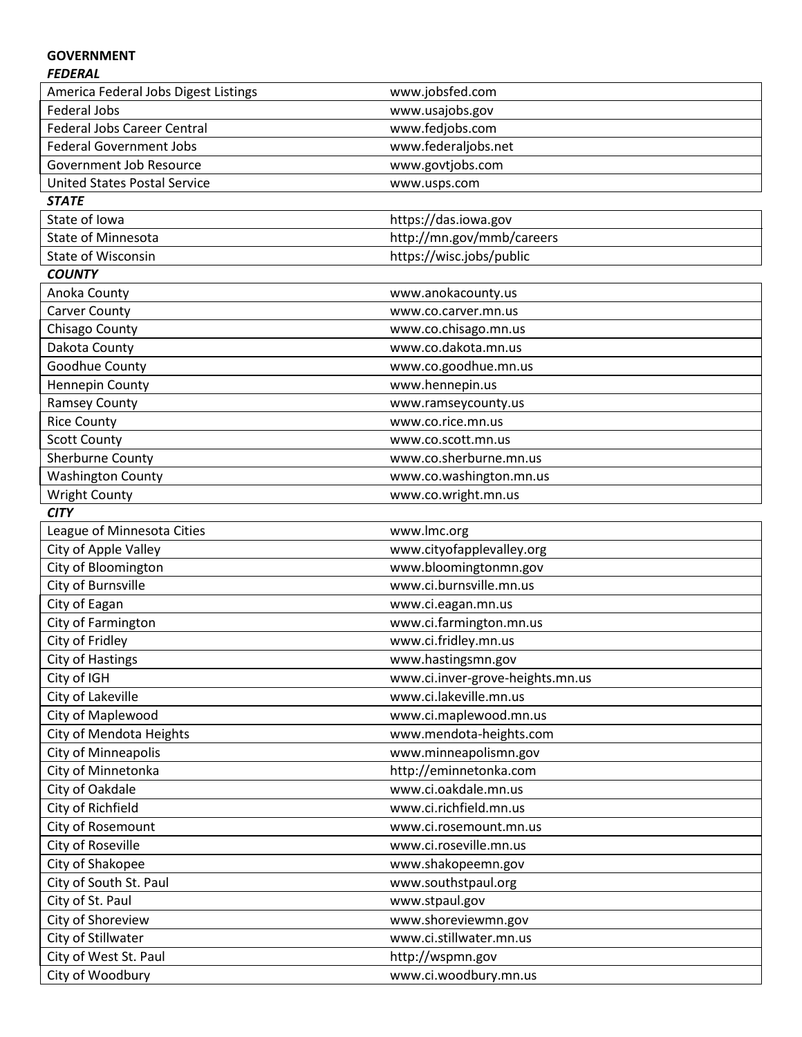**GOVERNMENT**

***FEDERAL***

| | |
|---|---|
| America Federal Jobs Digest Listings | www.jobsfed.com |
| Federal Jobs | www.usajobs.gov |
| Federal Jobs Career Central | www.fedjobs.com |
| Federal Government Jobs | www.federaljobs.net |
| Government Job Resource | www.govtjobs.com |
| United States Postal Service | www.usps.com |

***STATE***

| | |
|---|---|
| State of Iowa | https://das.iowa.gov |
| State of Minnesota | http://mn.gov/mmb/careers |
| State of Wisconsin | https://wisc.jobs/public |

***COUNTY***

| | |
|---|---|
| Anoka County | www.anokacounty.us |
| Carver County | www.co.carver.mn.us |
| Chisago County | www.co.chisago.mn.us |
| Dakota County | www.co.dakota.mn.us |
| Goodhue County | www.co.goodhue.mn.us |
| Hennepin County | www.hennepin.us |
| Ramsey County | www.ramseycounty.us |
| Rice County | www.co.rice.mn.us |
| Scott County | www.co.scott.mn.us |
| Sherburne County | www.co.sherburne.mn.us |
| Washington County | www.co.washington.mn.us |
| Wright County | www.co.wright.mn.us |

***CITY***

| | |
|---|---|
| League of Minnesota Cities | www.lmc.org |
| City of Apple Valley | www.cityofapplevalley.org |
| City of Bloomington | www.bloomingtonmn.gov |
| City of Burnsville | www.ci.burnsville.mn.us |
| City of Eagan | www.ci.eagan.mn.us |
| City of Farmington | www.ci.farmington.mn.us |
| City of Fridley | www.ci.fridley.mn.us |
| City of Hastings | www.hastingsmn.gov |
| City of IGH | www.ci.inver-grove-heights.mn.us |
| City of Lakeville | www.ci.lakeville.mn.us |
| City of Maplewood | www.ci.maplewood.mn.us |
| City of Mendota Heights | www.mendota-heights.com |
| City of Minneapolis | www.minneapolismn.gov |
| City of Minnetonka | http://eminnetonka.com |
| City of Oakdale | www.ci.oakdale.mn.us |
| City of Richfield | www.ci.richfield.mn.us |
| City of Rosemount | www.ci.rosemount.mn.us |
| City of Roseville | www.ci.roseville.mn.us |
| City of Shakopee | www.shakopeemn.gov |
| City of South St. Paul | www.southstpaul.org |
| City of St. Paul | www.stpaul.gov |
| City of Shoreview | www.shoreviewmn.gov |
| City of Stillwater | www.ci.stillwater.mn.us |
| City of West St. Paul | http://wspmn.gov |
| City of Woodbury | www.ci.woodbury.mn.us |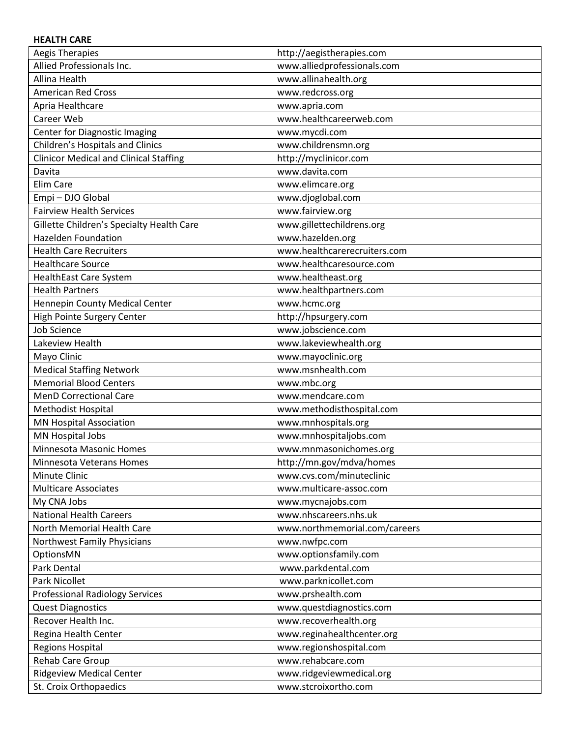**HEALTH CARE**

| | |
|---|---|
| Aegis Therapies | http://aegistherapies.com |
| Allied Professionals Inc. | www.alliedprofessionals.com |
| Allina Health | www.allinahealth.org |
| American Red Cross | www.redcross.org |
| Apria Healthcare | www.apria.com |
| Career Web | www.healthcareerweb.com |
| Center for Diagnostic Imaging | www.mycdi.com |
| Children's Hospitals and Clinics | www.childrensmn.org |
| Clinicor Medical and Clinical Staffing | http://myclinicor.com |
| Davita | www.davita.com |
| Elim Care | www.elimcare.org |
| Empi – DJO Global | www.djoglobal.com |
| Fairview Health Services | www.fairview.org |
| Gillette Children's Specialty Health Care | www.gillettechildrens.org |
| Hazelden Foundation | www.hazelden.org |
| Health Care Recruiters | www.healthcarerecruiters.com |
| Healthcare Source | www.healthcaresource.com |
| HealthEast Care System | www.healtheast.org |
| Health Partners | www.healthpartners.com |
| Hennepin County Medical Center | www.hcmc.org |
| High Pointe Surgery Center | http://hpsurgery.com |
| Job Science | www.jobscience.com |
| Lakeview Health | www.lakeviewhealth.org |
| Mayo Clinic | www.mayoclinic.org |
| Medical Staffing Network | www.msnhealth.com |
| Memorial Blood Centers | www.mbc.org |
| MenD Correctional Care | www.mendcare.com |
| Methodist Hospital | www.methodisthospital.com |
| MN Hospital Association | www.mnhospitals.org |
| MN Hospital Jobs | www.mnhospitaljobs.com |
| Minnesota Masonic Homes | www.mnmasonichomes.org |
| Minnesota Veterans Homes | http://mn.gov/mdva/homes |
| Minute Clinic | www.cvs.com/minuteclinic |
| Multicare Associates | www.multicare-assoc.com |
| My CNA Jobs | www.mycnajobs.com |
| National Health Careers | www.nhscareers.nhs.uk |
| North Memorial Health Care | www.northmemorial.com/careers |
| Northwest Family Physicians | www.nwfpc.com |
| OptionsMN | www.optionsfamily.com |
| Park Dental | www.parkdental.com |
| Park Nicollet | www.parknicollet.com |
| Professional Radiology Services | www.prshealth.com |
| Quest Diagnostics | www.questdiagnostics.com |
| Recover Health Inc. | www.recoverhealth.org |
| Regina Health Center | www.reginahealthcenter.org |
| Regions Hospital | www.regionshospital.com |
| Rehab Care Group | www.rehabcare.com |
| Ridgeview Medical Center | www.ridgeviewmedical.org |
| St. Croix Orthopaedics | www.stcroixortho.com |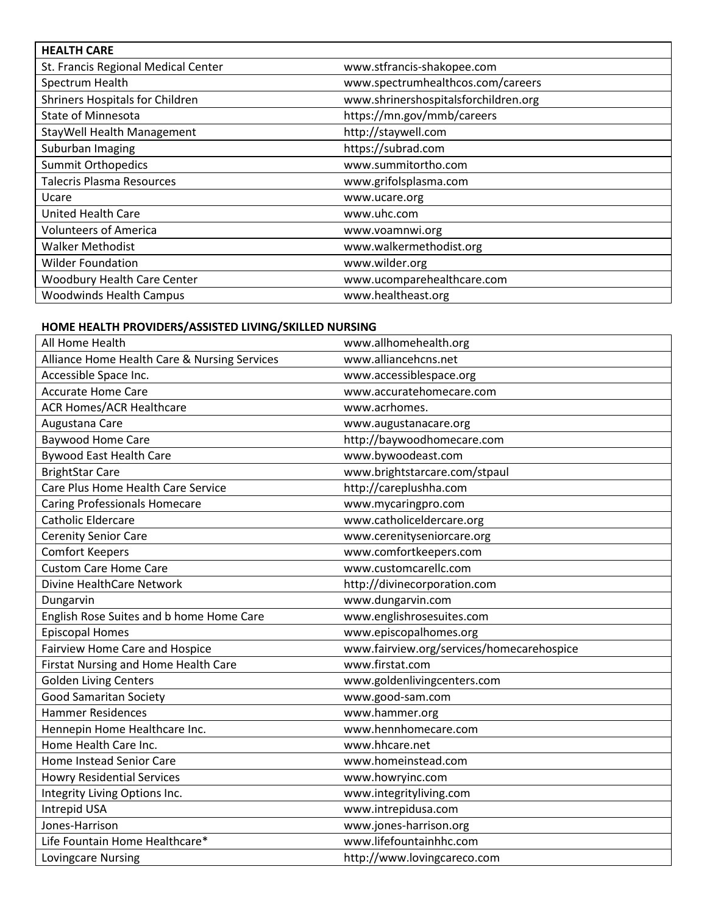| HEALTH CARE | |
|---|---|
| St. Francis Regional Medical Center | www.stfrancis-shakopee.com |
| Spectrum Health | www.spectrumhealthcos.com/careers |
| Shriners Hospitals for Children | www.shrinershospitalsforchildren.org |
| State of Minnesota | https://mn.gov/mmb/careers |
| StayWell Health Management | http://staywell.com |
| Suburban Imaging | https://subrad.com |
| Summit Orthopedics | www.summitortho.com |
| Talecris Plasma Resources | www.grifolsplasma.com |
| Ucare | www.ucare.org |
| United Health Care | www.uhc.com |
| Volunteers of America | www.voamnwi.org |
| Walker Methodist | www.walkermethodist.org |
| Wilder Foundation | www.wilder.org |
| Woodbury Health Care Center | www.ucomparehealthcare.com |
| Woodwinds Health Campus | www.healtheast.org |

**HOME HEALTH PROVIDERS/ASSISTED LIVING/SKILLED NURSING**

| | |
|---|---|
| All Home Health | www.allhomehealth.org |
| Alliance Home Health Care & Nursing Services | www.alliancehcns.net |
| Accessible Space Inc. | www.accessiblespace.org |
| Accurate Home Care | www.accuratehomecare.com |
| ACR Homes/ACR Healthcare | www.acrhomes. |
| Augustana Care | www.augustanacare.org |
| Baywood Home Care | http://baywoodhomecare.com |
| Bywood East Health Care | www.bywoodeast.com |
| BrightStar Care | www.brightstarcare.com/stpaul |
| Care Plus Home Health Care Service | http://careplushha.com |
| Caring Professionals Homecare | www.mycaringpro.com |
| Catholic Eldercare | www.catholiceldercare.org |
| Cerenity Senior Care | www.cerenityseniorcare.org |
| Comfort Keepers | www.comfortkeepers.com |
| Custom Care Home Care | www.customcarellc.com |
| Divine HealthCare Network | http://divinecorporation.com |
| Dungarvin | www.dungarvin.com |
| English Rose Suites and b home Home Care | www.englishrosesuites.com |
| Episcopal Homes | www.episcopalhomes.org |
| Fairview Home Care and Hospice | www.fairview.org/services/homecarehospice |
| Firstat Nursing and Home Health Care | www.firstat.com |
| Golden Living Centers | www.goldenlivingcenters.com |
| Good Samaritan Society | www.good-sam.com |
| Hammer Residences | www.hammer.org |
| Hennepin Home Healthcare Inc. | www.hennhomecare.com |
| Home Health Care Inc. | www.hhcare.net |
| Home Instead Senior Care | www.homeinstead.com |
| Howry Residential Services | www.howryinc.com |
| Integrity Living Options Inc. | www.integrityliving.com |
| Intrepid USA | www.intrepidusa.com |
| Jones-Harrison | www.jones-harrison.org |
| Life Fountain Home Healthcare* | www.lifefountainhhc.com |
| Lovingcare Nursing | http://www.lovingcareco.com |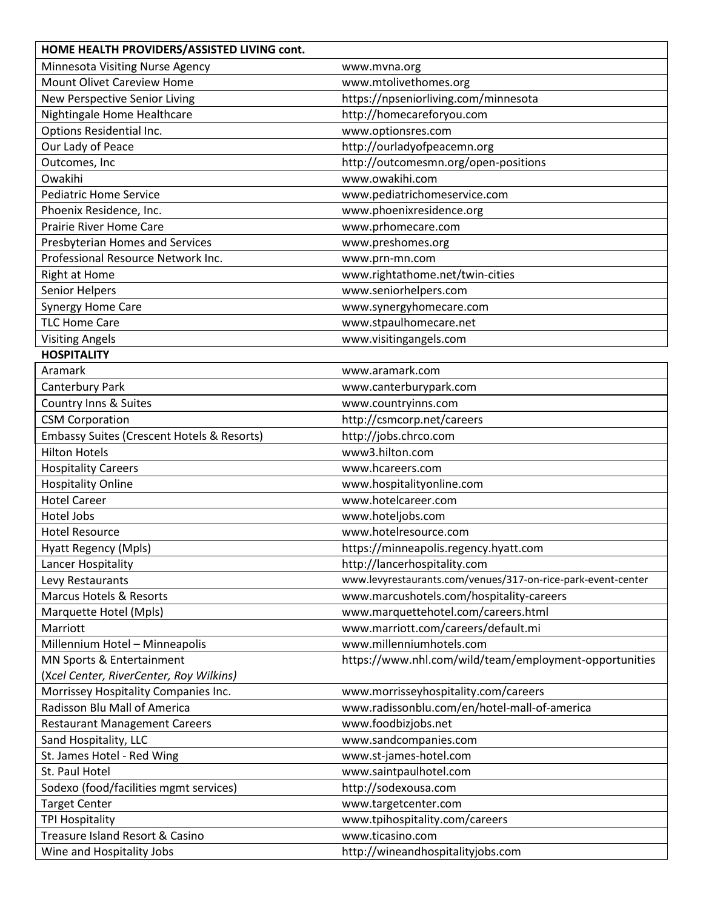| HOME HEALTH PROVIDERS/ASSISTED LIVING cont. | |
|---|---|
| Minnesota Visiting Nurse Agency | www.mvna.org |
| Mount Olivet Careview Home | www.mtolivethomes.org |
| New Perspective Senior Living | https://npseniorliving.com/minnesota |
| Nightingale Home Healthcare | http://homecareforyou.com |
| Options Residential Inc. | www.optionsres.com |
| Our Lady of Peace | http://ourladyofpeacemn.org |
| Outcomes, Inc | http://outcomesmn.org/open-positions |
| Owakihi | www.owakihi.com |
| Pediatric Home Service | www.pediatrichomeservice.com |
| Phoenix Residence, Inc. | www.phoenixresidence.org |
| Prairie River Home Care | www.prhomecare.com |
| Presbyterian Homes and Services | www.preshomes.org |
| Professional Resource Network Inc. | www.prn-mn.com |
| Right at Home | www.rightathome.net/twin-cities |
| Senior Helpers | www.seniorhelpers.com |
| Synergy Home Care | www.synergyhomecare.com |
| TLC Home Care | www.stpaulhomecare.net |
| Visiting Angels | www.visitingangels.com |

| HOSPITALITY | |
|---|---|
| Aramark | www.aramark.com |
| Canterbury Park | www.canterburypark.com |
| Country Inns & Suites | www.countryinns.com |
| CSM Corporation | http://csmcorp.net/careers |
| Embassy Suites (Crescent Hotels & Resorts) | http://jobs.chrco.com |
| Hilton Hotels | www3.hilton.com |
| Hospitality Careers | www.hcareers.com |
| Hospitality Online | www.hospitalityonline.com |
| Hotel Career | www.hotelcareer.com |
| Hotel Jobs | www.hoteljobs.com |
| Hotel Resource | www.hotelresource.com |
| Hyatt Regency (Mpls) | https://minneapolis.regency.hyatt.com |
| Lancer Hospitality | http://lancerhospitality.com |
| Levy Restaurants | www.levyrestaurants.com/venues/317-on-rice-park-event-center |
| Marcus Hotels & Resorts | www.marcushotels.com/hospitality-careers |
| Marquette Hotel (Mpls) | www.marquettehotel.com/careers.html |
| Marriott | www.marriott.com/careers/default.mi |
| Millennium Hotel – Minneapolis | www.millenniumhotels.com |
| MN Sports & Entertainment (*Xcel Center, RiverCenter, Roy Wilkins)* | https://www.nhl.com/wild/team/employment-opportunities |
| Morrissey Hospitality Companies Inc. | www.morrisseyhospitality.com/careers |
| Radisson Blu Mall of America | www.radissonblu.com/en/hotel-mall-of-america |
| Restaurant Management Careers | www.foodbizjobs.net |
| Sand Hospitality, LLC | www.sandcompanies.com |
| St. James Hotel - Red Wing | www.st-james-hotel.com |
| St. Paul Hotel | www.saintpaulhotel.com |
| Sodexo (food/facilities mgmt services) | http://sodexousa.com |
| Target Center | www.targetcenter.com |
| TPI Hospitality | www.tpihospitality.com/careers |
| Treasure Island Resort & Casino | www.ticasino.com |
| Wine and Hospitality Jobs | http://wineandhospitalityjobs.com |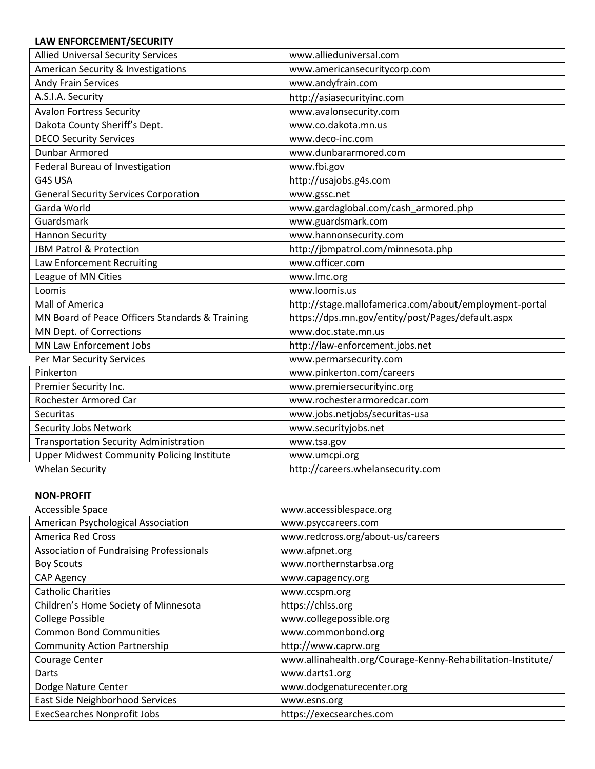**LAW ENFORCEMENT/SECURITY**

| | |
|---|---|
| Allied Universal Security Services | www.allieduniversal.com |
| American Security & Investigations | www.americansecuritycorp.com |
| Andy Frain Services | www.andyfrain.com |
| A.S.I.A. Security | http://asiasecurityinc.com |
| Avalon Fortress Security | www.avalonsecurity.com |
| Dakota County Sheriff's Dept. | www.co.dakota.mn.us |
| DECO Security Services | www.deco-inc.com |
| Dunbar Armored | www.dunbararmored.com |
| Federal Bureau of Investigation | www.fbi.gov |
| G4S USA | http://usajobs.g4s.com |
| General Security Services Corporation | www.gssc.net |
| Garda World | www.gardaglobal.com/cash_armored.php |
| Guardsmark | www.guardsmark.com |
| Hannon Security | www.hannonsecurity.com |
| JBM Patrol & Protection | http://jbmpatrol.com/minnesota.php |
| Law Enforcement Recruiting | www.officer.com |
| League of MN Cities | www.lmc.org |
| Loomis | www.loomis.us |
| Mall of America | http://stage.mallofamerica.com/about/employment-portal |
| MN Board of Peace Officers Standards & Training | https://dps.mn.gov/entity/post/Pages/default.aspx |
| MN Dept. of Corrections | www.doc.state.mn.us |
| MN Law Enforcement Jobs | http://law-enforcement.jobs.net |
| Per Mar Security Services | www.permarsecurity.com |
| Pinkerton | www.pinkerton.com/careers |
| Premier Security Inc. | www.premiersecurityinc.org |
| Rochester Armored Car | www.rochesterarmoredcar.com |
| Securitas | www.jobs.netjobs/securitas-usa |
| Security Jobs Network | www.securityjobs.net |
| Transportation Security Administration | www.tsa.gov |
| Upper Midwest Community Policing Institute | www.umcpi.org |
| Whelan Security | http://careers.whelansecurity.com |

**NON-PROFIT**

| | |
|---|---|
| Accessible Space | www.accessiblespace.org |
| American Psychological Association | www.psyccareers.com |
| America Red Cross | www.redcross.org/about-us/careers |
| Association of Fundraising Professionals | www.afpnet.org |
| Boy Scouts | www.northernstarbsa.org |
| CAP Agency | www.capagency.org |
| Catholic Charities | www.ccspm.org |
| Children's Home Society of Minnesota | https://chlss.org |
| College Possible | www.collegepossible.org |
| Common Bond Communities | www.commonbond.org |
| Community Action Partnership | http://www.caprw.org |
| Courage Center | www.allinahealth.org/Courage-Kenny-Rehabilitation-Institute/ |
| Darts | www.darts1.org |
| Dodge Nature Center | www.dodgenaturecenter.org |
| East Side Neighborhood Services | www.esns.org |
| ExecSearches Nonprofit Jobs | https://execsearches.com |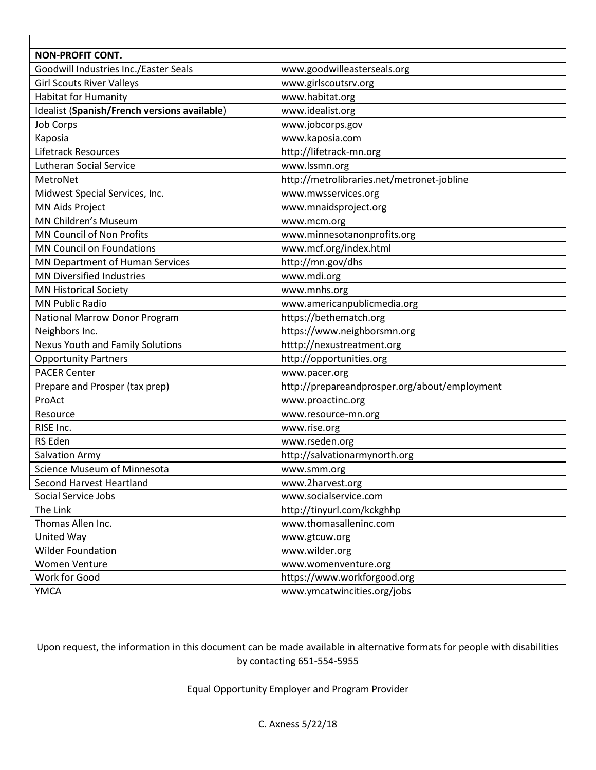| NON-PROFIT CONT. | |
| --- | --- |
| Goodwill Industries Inc./Easter Seals | www.goodwilleasterseals.org |
| Girl Scouts River Valleys | www.girlscoutsrv.org |
| Habitat for Humanity | www.habitat.org |
| Idealist (**Spanish/French versions available**) | www.idealist.org |
| Job Corps | www.jobcorps.gov |
| Kaposia | www.kaposia.com |
| Lifetrack Resources | http://lifetrack-mn.org |
| Lutheran Social Service | www.lssmn.org |
| MetroNet | http://metrolibraries.net/metronet-jobline |
| Midwest Special Services, Inc. | www.mwsservices.org |
| MN Aids Project | www.mnaidsproject.org |
| MN Children's Museum | www.mcm.org |
| MN Council of Non Profits | www.minnesotanonprofits.org |
| MN Council on Foundations | www.mcf.org/index.html |
| MN Department of Human Services | http://mn.gov/dhs |
| MN Diversified Industries | www.mdi.org |
| MN Historical Society | www.mnhs.org |
| MN Public Radio | www.americanpublicmedia.org |
| National Marrow Donor Program | https://bethematch.org |
| Neighbors Inc. | https://www.neighborsmn.org |
| Nexus Youth and Family Solutions | htttp://nexustreatment.org |
| Opportunity Partners | http://opportunities.org |
| PACER Center | www.pacer.org |
| Prepare and Prosper (tax prep) | http://prepareandprosper.org/about/employment |
| ProAct | www.proactinc.org |
| Resource | www.resource-mn.org |
| RISE Inc. | www.rise.org |
| RS Eden | www.rseden.org |
| Salvation Army | http://salvationarmynorth.org |
| Science Museum of Minnesota | www.smm.org |
| Second Harvest Heartland | www.2harvest.org |
| Social Service Jobs | www.socialservice.com |
| The Link | http://tinyurl.com/kckghhp |
| Thomas Allen Inc. | www.thomasalleninc.com |
| United Way | www.gtcuw.org |
| Wilder Foundation | www.wilder.org |
| Women Venture | www.womenventure.org |
| Work for Good | https://www.workforgood.org |
| YMCA | www.ymcatwincities.org/jobs |

Upon request, the information in this document can be made available in alternative formats for people with disabilities by contacting 651-554-5955

Equal Opportunity Employer and Program Provider

C. Axness 5/22/18